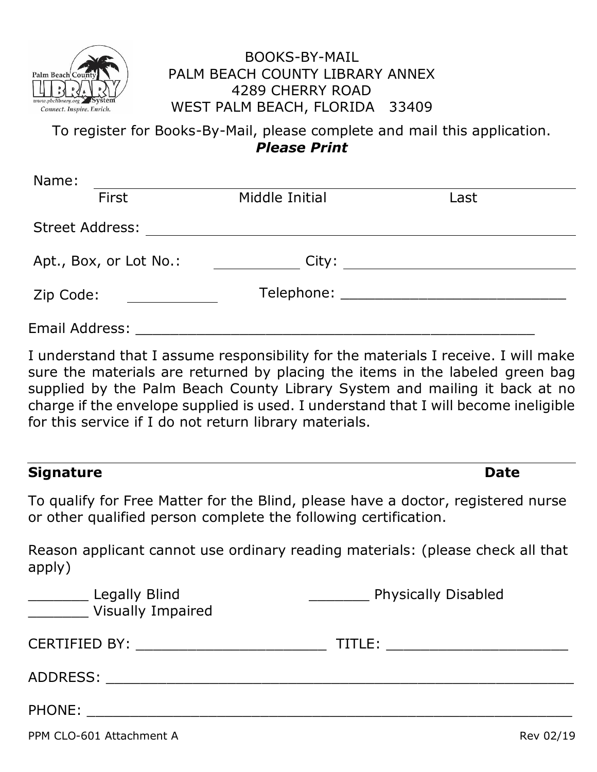# BOOKS-BY-MAIL
## PALM BEACH COUNTY LIBRARY ANNEX
## 4289 CHERRY ROAD
## WEST PALM BEACH, FLORIDA 33409

To register for Books-By-Mail, please complete and mail this application.

***Please Print***

Name: ______________________________________________
First Middle Initial Last

Street Address: ______________________________________________

Apt., Box, or Lot No.: __________ City: ____________________________

Zip Code: __________ Telephone: ____________________________

Email Address: ______________________________________________

I understand that I assume responsibility for the materials I receive. I will make sure the materials are returned by placing the items in the labeled green bag supplied by the Palm Beach County Library System and mailing it back at no charge if the envelope supplied is used. I understand that I will become ineligible for this service if I do not return library materials.

______________________________________________

**Signature** **Date**

To qualify for Free Matter for the Blind, please have a doctor, registered nurse or other qualified person complete the following certification.

Reason applicant cannot use ordinary reading materials: (please check all that apply)

_______ Legally Blind _______ Physically Disabled

_______ Visually Impaired

CERTIFIED BY: ______________________ TITLE: ______________________

ADDRESS: ______________________________________________

PHONE: ______________________________________________

PPM CLO-601 Attachment A Rev 02/19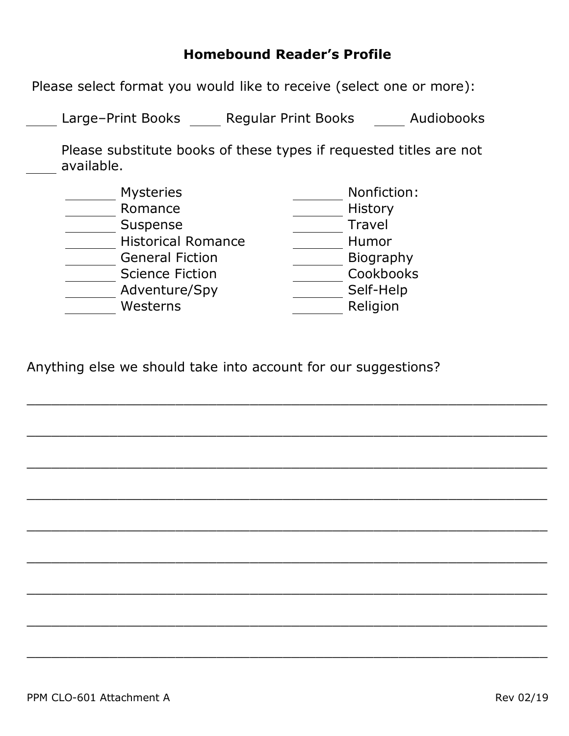# Homebound Reader's Profile

Please select format you would like to receive (select one or more):

____ Large–Print Books ____ Regular Print Books ____ Audiobooks

____ Please substitute books of these types if requested titles are not available.

_______ Mysteries
_______ Romance
_______ Suspense
_______ Historical Romance
_______ General Fiction
_______ Science Fiction
_______ Adventure/Spy
_______ Westerns

_______ Nonfiction:
_______ History
_______ Travel
_______ Humor
_______ Biography
_______ Cookbooks
_______ Self-Help
_______ Religion

Anything else we should take into account for our suggestions?

______________________________________________________________________

______________________________________________________________________

______________________________________________________________________

______________________________________________________________________

______________________________________________________________________

______________________________________________________________________

______________________________________________________________________

______________________________________________________________________

______________________________________________________________________

PPM CLO-601 Attachment A Rev 02/19